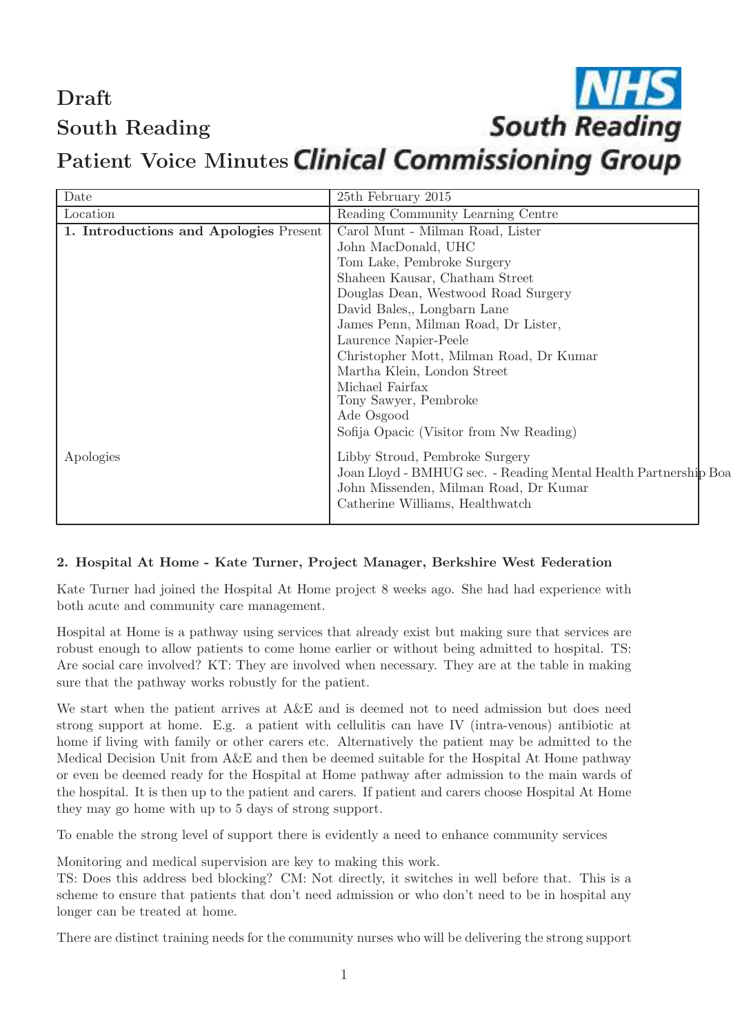# Draft

# South Reading

# Patient Voice Minutes

NHS South Reading Clinical Commissioning Group

| Date | 25th February 2015 |
|---|---|
| Location | Reading Community Learning Centre |
| **1. Introductions and Apologies** Present | Carol Munt - Milman Road, Lister<br>John MacDonald, UHC<br>Tom Lake, Pembroke Surgery<br>Shaheen Kausar, Chatham Street<br>Douglas Dean, Westwood Road Surgery<br>David Bales,, Longbarn Lane<br>James Penn, Milman Road, Dr Lister,<br>Laurence Napier-Peele<br>Christopher Mott, Milman Road, Dr Kumar<br>Martha Klein, London Street<br>Michael Fairfax<br>Tony Sawyer, Pembroke<br>Ade Osgood<br>Sofija Opacic (Visitor from Nw Reading) |
| Apologies | Libby Stroud, Pembroke Surgery<br>Joan Lloyd - BMHUG sec. - Reading Mental Health Partnership Boa<br>John Missenden, Milman Road, Dr Kumar<br>Catherine Williams, Healthwatch |

**2. Hospital At Home - Kate Turner, Project Manager, Berkshire West Federation**

Kate Turner had joined the Hospital At Home project 8 weeks ago. She had had experience with both acute and community care management.

Hospital at Home is a pathway using services that already exist but making sure that services are robust enough to allow patients to come home earlier or without being admitted to hospital. TS: Are social care involved? KT: They are involved when necessary. They are at the table in making sure that the pathway works robustly for the patient.

We start when the patient arrives at A&E and is deemed not to need admission but does need strong support at home. E.g. a patient with cellulitis can have IV (intra-venous) antibiotic at home if living with family or other carers etc. Alternatively the patient may be admitted to the Medical Decision Unit from A&E and then be deemed suitable for the Hospital At Home pathway or even be deemed ready for the Hospital at Home pathway after admission to the main wards of the hospital. It is then up to the patient and carers. If patient and carers choose Hospital At Home they may go home with up to 5 days of strong support.

To enable the strong level of support there is evidently a need to enhance community services

Monitoring and medical supervision are key to making this work.
TS: Does this address bed blocking? CM: Not directly, it switches in well before that. This is a scheme to ensure that patients that don't need admission or who don't need to be in hospital any longer can be treated at home.

There are distinct training needs for the community nurses who will be delivering the strong support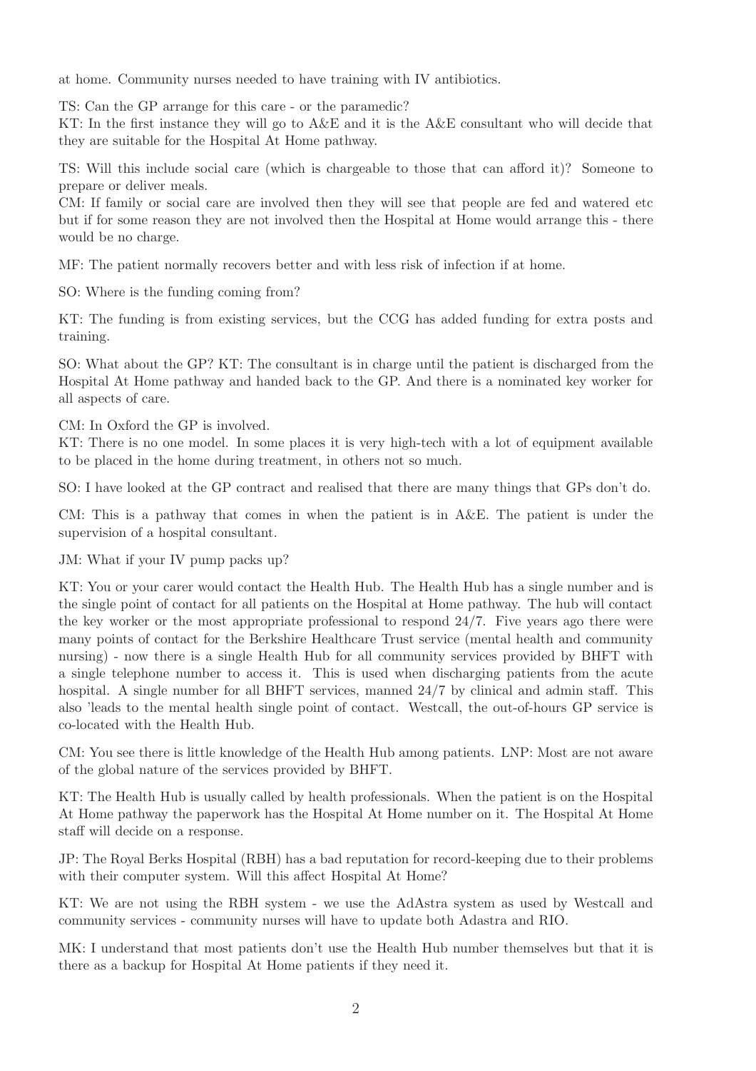at home. Community nurses needed to have training with IV antibiotics.

TS: Can the GP arrange for this care - or the paramedic?
KT: In the first instance they will go to A&E and it is the A&E consultant who will decide that they are suitable for the Hospital At Home pathway.

TS: Will this include social care (which is chargeable to those that can afford it)? Someone to prepare or deliver meals.
CM: If family or social care are involved then they will see that people are fed and watered etc but if for some reason they are not involved then the Hospital at Home would arrange this - there would be no charge.

MF: The patient normally recovers better and with less risk of infection if at home.

SO: Where is the funding coming from?

KT: The funding is from existing services, but the CCG has added funding for extra posts and training.

SO: What about the GP? KT: The consultant is in charge until the patient is discharged from the Hospital At Home pathway and handed back to the GP. And there is a nominated key worker for all aspects of care.

CM: In Oxford the GP is involved.
KT: There is no one model. In some places it is very high-tech with a lot of equipment available to be placed in the home during treatment, in others not so much.

SO: I have looked at the GP contract and realised that there are many things that GPs don't do.

CM: This is a pathway that comes in when the patient is in A&E. The patient is under the supervision of a hospital consultant.

JM: What if your IV pump packs up?

KT: You or your carer would contact the Health Hub. The Health Hub has a single number and is the single point of contact for all patients on the Hospital at Home pathway. The hub will contact the key worker or the most appropriate professional to respond 24/7. Five years ago there were many points of contact for the Berkshire Healthcare Trust service (mental health and community nursing) - now there is a single Health Hub for all community services provided by BHFT with a single telephone number to access it. This is used when discharging patients from the acute hospital. A single number for all BHFT services, manned 24/7 by clinical and admin staff. This also 'leads to the mental health single point of contact. Westcall, the out-of-hours GP service is co-located with the Health Hub.

CM: You see there is little knowledge of the Health Hub among patients. LNP: Most are not aware of the global nature of the services provided by BHFT.

KT: The Health Hub is usually called by health professionals. When the patient is on the Hospital At Home pathway the paperwork has the Hospital At Home number on it. The Hospital At Home staff will decide on a response.

JP: The Royal Berks Hospital (RBH) has a bad reputation for record-keeping due to their problems with their computer system. Will this affect Hospital At Home?

KT: We are not using the RBH system - we use the AdAstra system as used by Westcall and community services - community nurses will have to update both Adastra and RIO.

MK: I understand that most patients don't use the Health Hub number themselves but that it is there as a backup for Hospital At Home patients if they need it.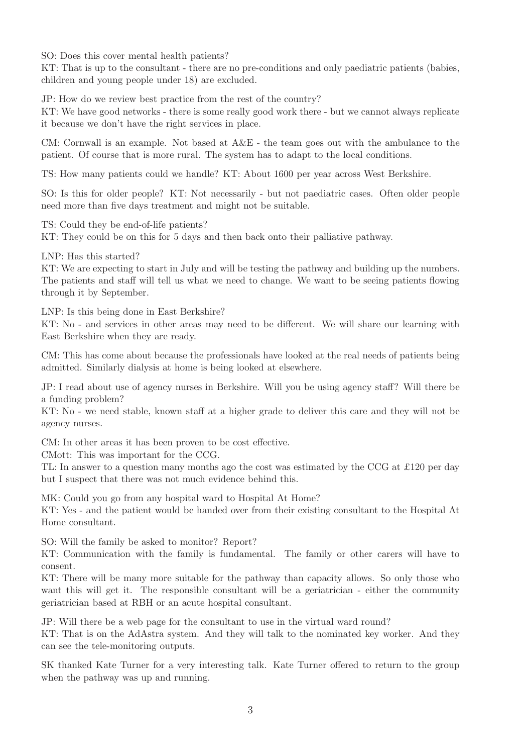SO: Does this cover mental health patients?
KT: That is up to the consultant - there are no pre-conditions and only paediatric patients (babies, children and young people under 18) are excluded.

JP: How do we review best practice from the rest of the country?
KT: We have good networks - there is some really good work there - but we cannot always replicate it because we don't have the right services in place.

CM: Cornwall is an example. Not based at A&E - the team goes out with the ambulance to the patient. Of course that is more rural. The system has to adapt to the local conditions.

TS: How many patients could we handle? KT: About 1600 per year across West Berkshire.

SO: Is this for older people? KT: Not necessarily - but not paediatric cases. Often older people need more than five days treatment and might not be suitable.

TS: Could they be end-of-life patients?
KT: They could be on this for 5 days and then back onto their palliative pathway.

LNP: Has this started?
KT: We are expecting to start in July and will be testing the pathway and building up the numbers. The patients and staff will tell us what we need to change. We want to be seeing patients flowing through it by September.

LNP: Is this being done in East Berkshire?
KT: No - and services in other areas may need to be different. We will share our learning with East Berkshire when they are ready.

CM: This has come about because the professionals have looked at the real needs of patients being admitted. Similarly dialysis at home is being looked at elsewhere.

JP: I read about use of agency nurses in Berkshire. Will you be using agency staff? Will there be a funding problem?
KT: No - we need stable, known staff at a higher grade to deliver this care and they will not be agency nurses.

CM: In other areas it has been proven to be cost effective.
CMott: This was important for the CCG.
TL: In answer to a question many months ago the cost was estimated by the CCG at £120 per day but I suspect that there was not much evidence behind this.

MK: Could you go from any hospital ward to Hospital At Home?
KT: Yes - and the patient would be handed over from their existing consultant to the Hospital At Home consultant.

SO: Will the family be asked to monitor? Report?
KT: Communication with the family is fundamental. The family or other carers will have to consent.
KT: There will be many more suitable for the pathway than capacity allows. So only those who want this will get it. The responsible consultant will be a geriatrician - either the community geriatrician based at RBH or an acute hospital consultant.

JP: Will there be a web page for the consultant to use in the virtual ward round?
KT: That is on the AdAstra system. And they will talk to the nominated key worker. And they can see the tele-monitoring outputs.

SK thanked Kate Turner for a very interesting talk. Kate Turner offered to return to the group when the pathway was up and running.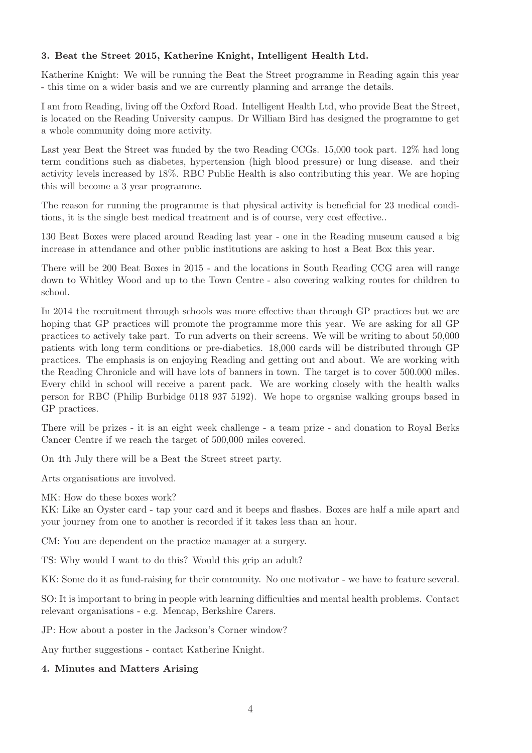### 3. Beat the Street 2015, Katherine Knight, Intelligent Health Ltd.

Katherine Knight: We will be running the Beat the Street programme in Reading again this year - this time on a wider basis and we are currently planning and arrange the details.

I am from Reading, living off the Oxford Road. Intelligent Health Ltd, who provide Beat the Street, is located on the Reading University campus. Dr William Bird has designed the programme to get a whole community doing more activity.

Last year Beat the Street was funded by the two Reading CCGs. 15,000 took part. 12% had long term conditions such as diabetes, hypertension (high blood pressure) or lung disease. and their activity levels increased by 18%. RBC Public Health is also contributing this year. We are hoping this will become a 3 year programme.

The reason for running the programme is that physical activity is beneficial for 23 medical conditions, it is the single best medical treatment and is of course, very cost effective..

130 Beat Boxes were placed around Reading last year - one in the Reading museum caused a big increase in attendance and other public institutions are asking to host a Beat Box this year.

There will be 200 Beat Boxes in 2015 - and the locations in South Reading CCG area will range down to Whitley Wood and up to the Town Centre - also covering walking routes for children to school.

In 2014 the recruitment through schools was more effective than through GP practices but we are hoping that GP practices will promote the programme more this year. We are asking for all GP practices to actively take part. To run adverts on their screens. We will be writing to about 50,000 patients with long term conditions or pre-diabetics. 18,000 cards will be distributed through GP practices. The emphasis is on enjoying Reading and getting out and about. We are working with the Reading Chronicle and will have lots of banners in town. The target is to cover 500.000 miles. Every child in school will receive a parent pack. We are working closely with the health walks person for RBC (Philip Burbidge 0118 937 5192). We hope to organise walking groups based in GP practices.

There will be prizes - it is an eight week challenge - a team prize - and donation to Royal Berks Cancer Centre if we reach the target of 500,000 miles covered.

On 4th July there will be a Beat the Street street party.

Arts organisations are involved.

MK: How do these boxes work?
KK: Like an Oyster card - tap your card and it beeps and flashes. Boxes are half a mile apart and your journey from one to another is recorded if it takes less than an hour.

CM: You are dependent on the practice manager at a surgery.

TS: Why would I want to do this? Would this grip an adult?

KK: Some do it as fund-raising for their community. No one motivator - we have to feature several.

SO: It is important to bring in people with learning difficulties and mental health problems. Contact relevant organisations - e.g. Mencap, Berkshire Carers.

JP: How about a poster in the Jackson's Corner window?

Any further suggestions - contact Katherine Knight.

### 4. Minutes and Matters Arising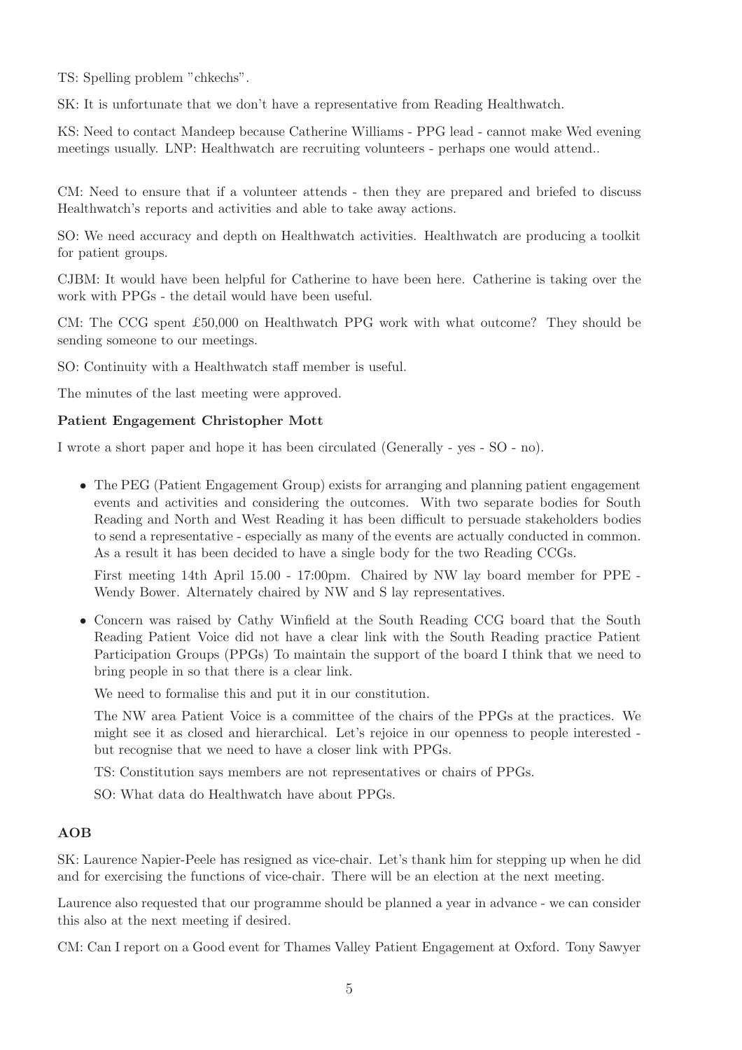TS: Spelling problem "chkechs".

SK: It is unfortunate that we don't have a representative from Reading Healthwatch.

KS: Need to contact Mandeep because Catherine Williams - PPG lead - cannot make Wed evening meetings usually. LNP: Healthwatch are recruiting volunteers - perhaps one would attend..

CM: Need to ensure that if a volunteer attends - then they are prepared and briefed to discuss Healthwatch's reports and activities and able to take away actions.

SO: We need accuracy and depth on Healthwatch activities. Healthwatch are producing a toolkit for patient groups.

CJBM: It would have been helpful for Catherine to have been here. Catherine is taking over the work with PPGs - the detail would have been useful.

CM: The CCG spent £50,000 on Healthwatch PPG work with what outcome? They should be sending someone to our meetings.

SO: Continuity with a Healthwatch staff member is useful.

The minutes of the last meeting were approved.

**Patient Engagement Christopher Mott**

I wrote a short paper and hope it has been circulated (Generally - yes - SO - no).

- The PEG (Patient Engagement Group) exists for arranging and planning patient engagement events and activities and considering the outcomes. With two separate bodies for South Reading and North and West Reading it has been difficult to persuade stakeholders bodies to send a representative - especially as many of the events are actually conducted in common. As a result it has been decided to have a single body for the two Reading CCGs.

  First meeting 14th April 15.00 - 17:00pm. Chaired by NW lay board member for PPE - Wendy Bower. Alternately chaired by NW and S lay representatives.

- Concern was raised by Cathy Winfield at the South Reading CCG board that the South Reading Patient Voice did not have a clear link with the South Reading practice Patient Participation Groups (PPGs) To maintain the support of the board I think that we need to bring people in so that there is a clear link.

  We need to formalise this and put it in our constitution.

  The NW area Patient Voice is a committee of the chairs of the PPGs at the practices. We might see it as closed and hierarchical. Let's rejoice in our openness to people interested - but recognise that we need to have a closer link with PPGs.

  TS: Constitution says members are not representatives or chairs of PPGs.

  SO: What data do Healthwatch have about PPGs.

**AOB**

SK: Laurence Napier-Peele has resigned as vice-chair. Let's thank him for stepping up when he did and for exercising the functions of vice-chair. There will be an election at the next meeting.

Laurence also requested that our programme should be planned a year in advance - we can consider this also at the next meeting if desired.

CM: Can I report on a Good event for Thames Valley Patient Engagement at Oxford. Tony Sawyer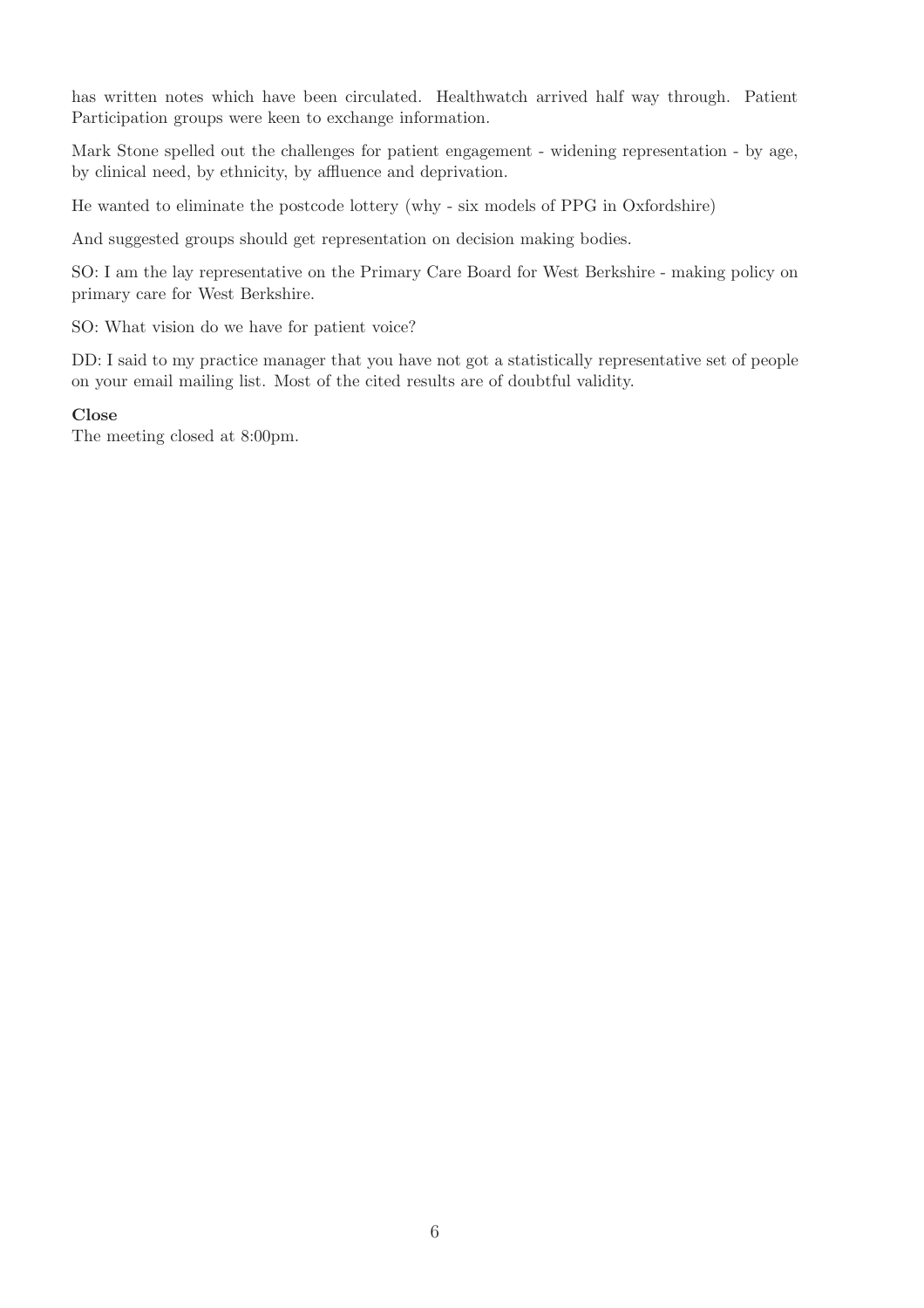has written notes which have been circulated. Healthwatch arrived half way through. Patient Participation groups were keen to exchange information.

Mark Stone spelled out the challenges for patient engagement - widening representation - by age, by clinical need, by ethnicity, by affluence and deprivation.

He wanted to eliminate the postcode lottery (why - six models of PPG in Oxfordshire)

And suggested groups should get representation on decision making bodies.

SO: I am the lay representative on the Primary Care Board for West Berkshire - making policy on primary care for West Berkshire.

SO: What vision do we have for patient voice?

DD: I said to my practice manager that you have not got a statistically representative set of people on your email mailing list. Most of the cited results are of doubtful validity.

**Close**

The meeting closed at 8:00pm.